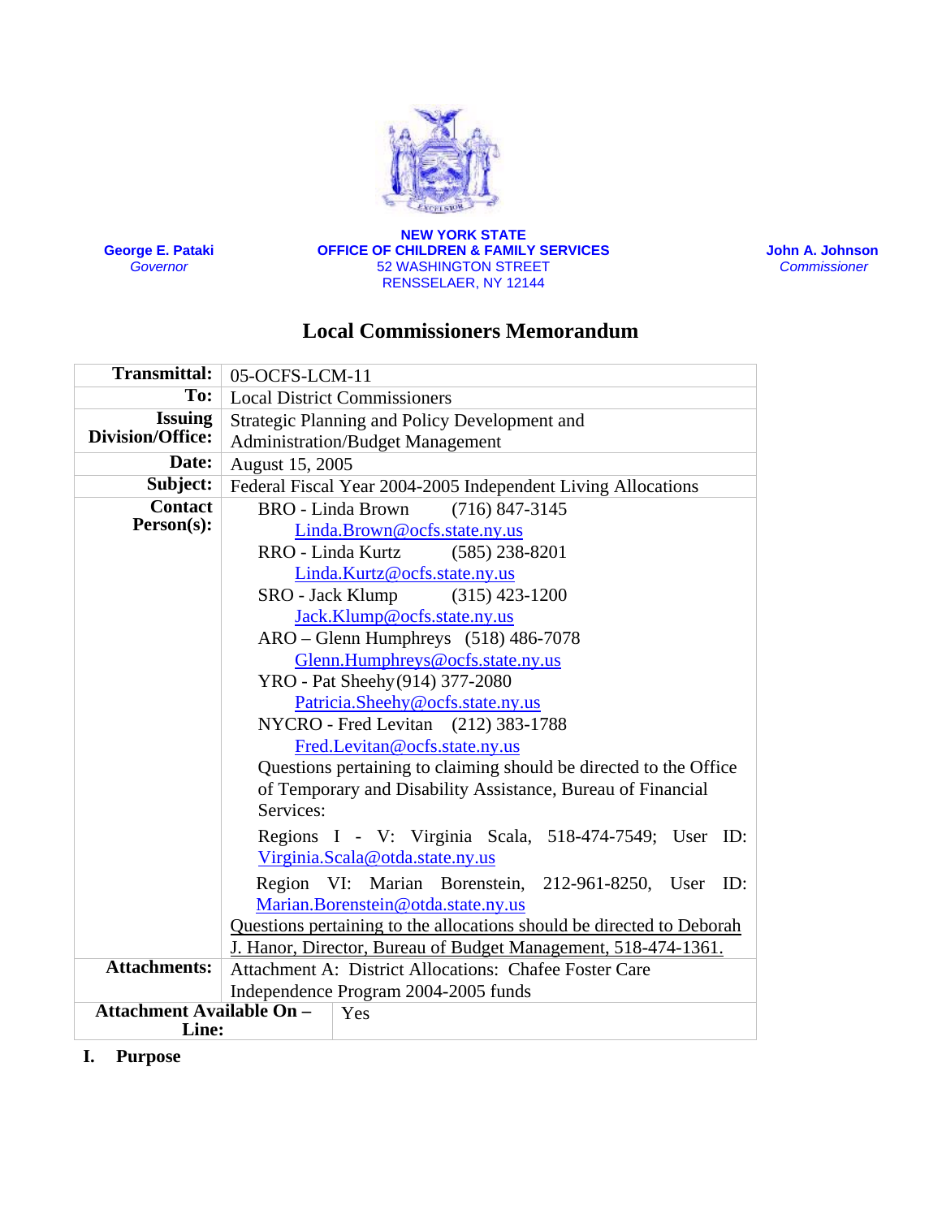**George E. Pataki**
*Governor*

**NEW YORK STATE**
**OFFICE OF CHILDREN & FAMILY SERVICES**
52 WASHINGTON STREET
RENSSELAER, NY 12144

**John A. Johnson**
*Commissioner*

# Local Commissioners Memorandum

| | |
|---|---|
| **Transmittal:** | 05-OCFS-LCM-11 |
| **To:** | Local District Commissioners |
| **Issuing Division/Office:** | Strategic Planning and Policy Development and Administration/Budget Management |
| **Date:** | August 15, 2005 |
| **Subject:** | Federal Fiscal Year 2004-2005 Independent Living Allocations |
| **Contact Person(s):** | BRO - Linda Brown (716) 847-3145 Linda.Brown@ocfs.state.ny.us<br>RRO - Linda Kurtz (585) 238-8201 Linda.Kurtz@ocfs.state.ny.us<br>SRO - Jack Klump (315) 423-1200 Jack.Klump@ocfs.state.ny.us<br>ARO – Glenn Humphreys (518) 486-7078 Glenn.Humphreys@ocfs.state.ny.us<br>YRO - Pat Sheehy (914) 377-2080 Patricia.Sheehy@ocfs.state.ny.us<br>NYCRO - Fred Levitan (212) 383-1788 Fred.Levitan@ocfs.state.ny.us<br>Questions pertaining to claiming should be directed to the Office of Temporary and Disability Assistance, Bureau of Financial Services:<br>Regions I - V: Virginia Scala, 518-474-7549; User ID: Virginia.Scala@otda.state.ny.us<br>Region VI: Marian Borenstein, 212-961-8250, User ID: Marian.Borenstein@otda.state.ny.us<br>Questions pertaining to the allocations should be directed to Deborah J. Hanor, Director, Bureau of Budget Management, 518-474-1361. |
| **Attachments:** | Attachment A: District Allocations: Chafee Foster Care Independence Program 2004-2005 funds |
| **Attachment Available On – Line:** | Yes |

## I. Purpose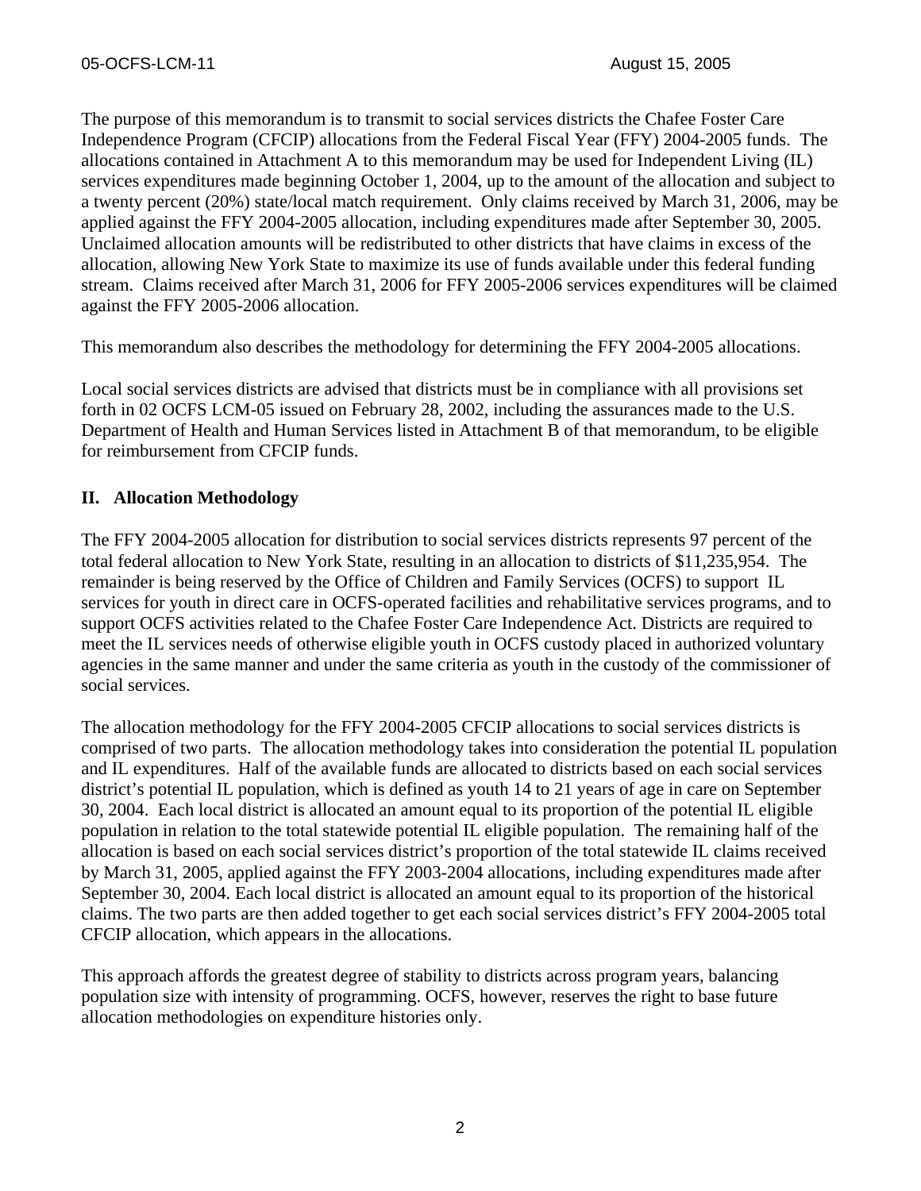The purpose of this memorandum is to transmit to social services districts the Chafee Foster Care Independence Program (CFCIP) allocations from the Federal Fiscal Year (FFY) 2004-2005 funds. The allocations contained in Attachment A to this memorandum may be used for Independent Living (IL) services expenditures made beginning October 1, 2004, up to the amount of the allocation and subject to a twenty percent (20%) state/local match requirement. Only claims received by March 31, 2006, may be applied against the FFY 2004-2005 allocation, including expenditures made after September 30, 2005. Unclaimed allocation amounts will be redistributed to other districts that have claims in excess of the allocation, allowing New York State to maximize its use of funds available under this federal funding stream. Claims received after March 31, 2006 for FFY 2005-2006 services expenditures will be claimed against the FFY 2005-2006 allocation.

This memorandum also describes the methodology for determining the FFY 2004-2005 allocations.

Local social services districts are advised that districts must be in compliance with all provisions set forth in 02 OCFS LCM-05 issued on February 28, 2002, including the assurances made to the U.S. Department of Health and Human Services listed in Attachment B of that memorandum, to be eligible for reimbursement from CFCIP funds.

## II. Allocation Methodology

The FFY 2004-2005 allocation for distribution to social services districts represents 97 percent of the total federal allocation to New York State, resulting in an allocation to districts of $11,235,954. The remainder is being reserved by the Office of Children and Family Services (OCFS) to support IL services for youth in direct care in OCFS-operated facilities and rehabilitative services programs, and to support OCFS activities related to the Chafee Foster Care Independence Act. Districts are required to meet the IL services needs of otherwise eligible youth in OCFS custody placed in authorized voluntary agencies in the same manner and under the same criteria as youth in the custody of the commissioner of social services.

The allocation methodology for the FFY 2004-2005 CFCIP allocations to social services districts is comprised of two parts. The allocation methodology takes into consideration the potential IL population and IL expenditures. Half of the available funds are allocated to districts based on each social services district's potential IL population, which is defined as youth 14 to 21 years of age in care on September 30, 2004. Each local district is allocated an amount equal to its proportion of the potential IL eligible population in relation to the total statewide potential IL eligible population. The remaining half of the allocation is based on each social services district's proportion of the total statewide IL claims received by March 31, 2005, applied against the FFY 2003-2004 allocations, including expenditures made after September 30, 2004. Each local district is allocated an amount equal to its proportion of the historical claims. The two parts are then added together to get each social services district's FFY 2004-2005 total CFCIP allocation, which appears in the allocations.

This approach affords the greatest degree of stability to districts across program years, balancing population size with intensity of programming. OCFS, however, reserves the right to base future allocation methodologies on expenditure histories only.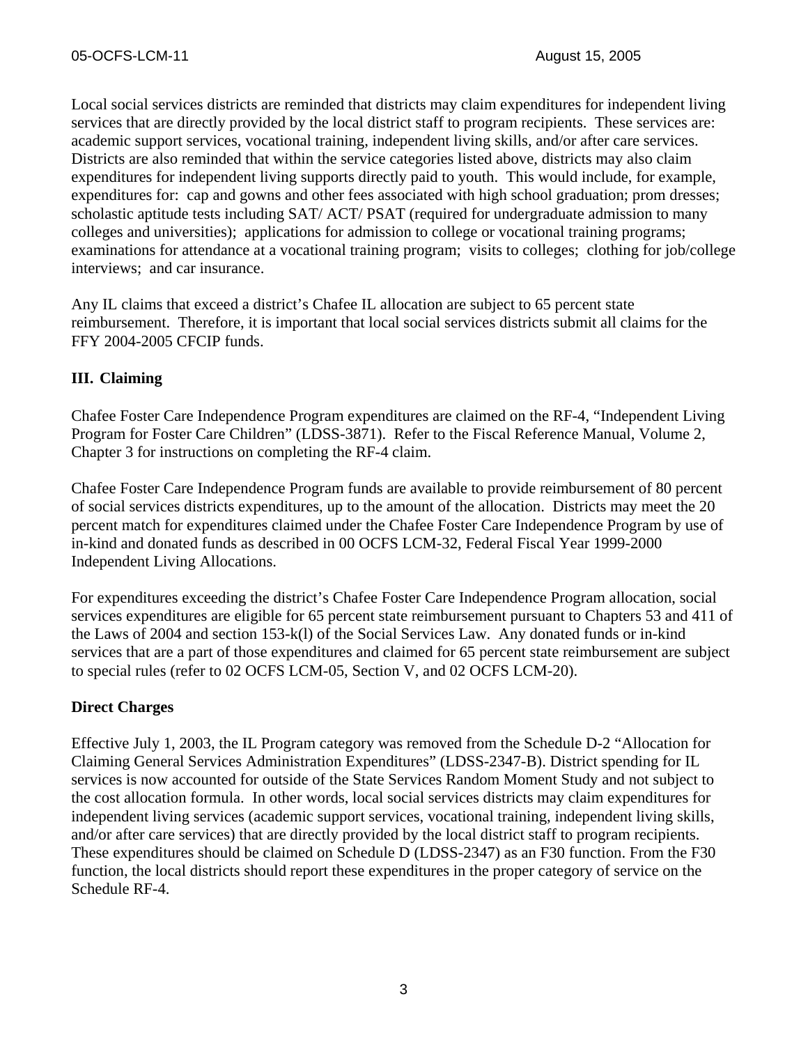Local social services districts are reminded that districts may claim expenditures for independent living services that are directly provided by the local district staff to program recipients. These services are: academic support services, vocational training, independent living skills, and/or after care services. Districts are also reminded that within the service categories listed above, districts may also claim expenditures for independent living supports directly paid to youth. This would include, for example, expenditures for: cap and gowns and other fees associated with high school graduation; prom dresses; scholastic aptitude tests including SAT/ ACT/ PSAT (required for undergraduate admission to many colleges and universities); applications for admission to college or vocational training programs; examinations for attendance at a vocational training program; visits to colleges; clothing for job/college interviews; and car insurance.

Any IL claims that exceed a district's Chafee IL allocation are subject to 65 percent state reimbursement. Therefore, it is important that local social services districts submit all claims for the FFY 2004-2005 CFCIP funds.

## III. Claiming

Chafee Foster Care Independence Program expenditures are claimed on the RF-4, "Independent Living Program for Foster Care Children" (LDSS-3871). Refer to the Fiscal Reference Manual, Volume 2, Chapter 3 for instructions on completing the RF-4 claim.

Chafee Foster Care Independence Program funds are available to provide reimbursement of 80 percent of social services districts expenditures, up to the amount of the allocation. Districts may meet the 20 percent match for expenditures claimed under the Chafee Foster Care Independence Program by use of in-kind and donated funds as described in 00 OCFS LCM-32, Federal Fiscal Year 1999-2000 Independent Living Allocations.

For expenditures exceeding the district's Chafee Foster Care Independence Program allocation, social services expenditures are eligible for 65 percent state reimbursement pursuant to Chapters 53 and 411 of the Laws of 2004 and section 153-k(l) of the Social Services Law. Any donated funds or in-kind services that are a part of those expenditures and claimed for 65 percent state reimbursement are subject to special rules (refer to 02 OCFS LCM-05, Section V, and 02 OCFS LCM-20).

### Direct Charges

Effective July 1, 2003, the IL Program category was removed from the Schedule D-2 "Allocation for Claiming General Services Administration Expenditures" (LDSS-2347-B). District spending for IL services is now accounted for outside of the State Services Random Moment Study and not subject to the cost allocation formula. In other words, local social services districts may claim expenditures for independent living services (academic support services, vocational training, independent living skills, and/or after care services) that are directly provided by the local district staff to program recipients. These expenditures should be claimed on Schedule D (LDSS-2347) as an F30 function. From the F30 function, the local districts should report these expenditures in the proper category of service on the Schedule RF-4.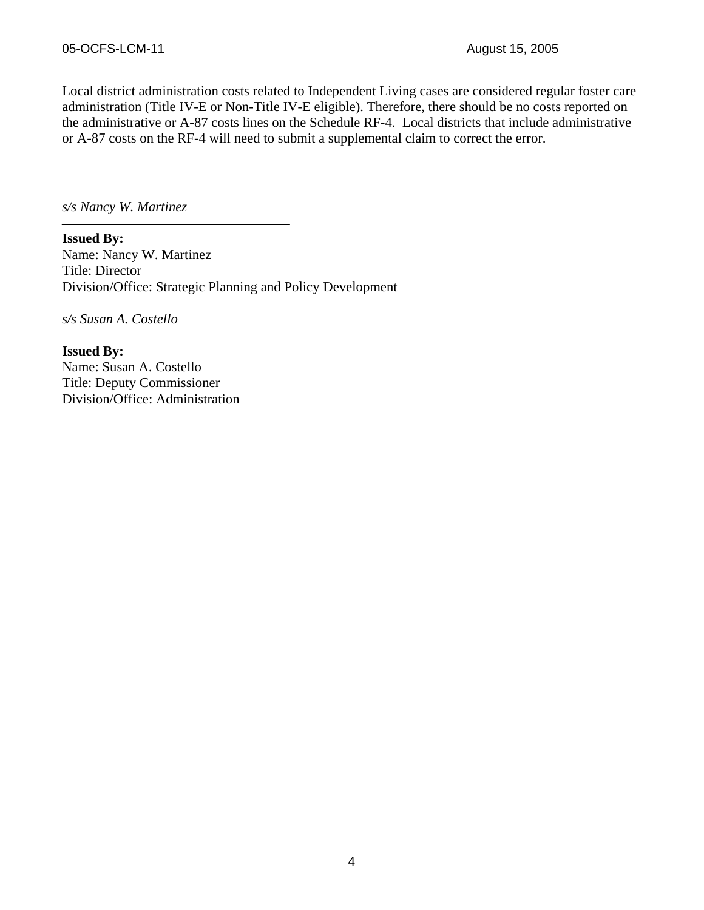Local district administration costs related to Independent Living cases are considered regular foster care administration (Title IV-E or Non-Title IV-E eligible). Therefore, there should be no costs reported on the administrative or A-87 costs lines on the Schedule RF-4. Local districts that include administrative or A-87 costs on the RF-4 will need to submit a supplemental claim to correct the error.

*s/s Nancy W. Martinez*

---

**Issued By:**
Name: Nancy W. Martinez
Title: Director
Division/Office: Strategic Planning and Policy Development

*s/s Susan A. Costello*

---

**Issued By:**
Name: Susan A. Costello
Title: Deputy Commissioner
Division/Office: Administration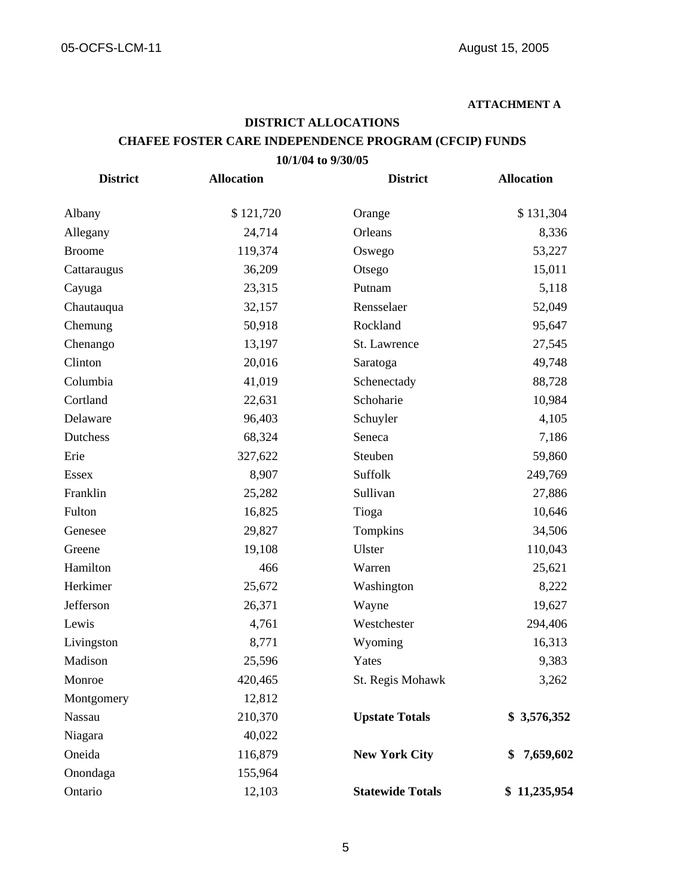**ATTACHMENT A**

**DISTRICT ALLOCATIONS**

**CHAFEE FOSTER CARE INDEPENDENCE PROGRAM (CFCIP) FUNDS**

**10/1/04 to 9/30/05**

| District | Allocation | District | Allocation |
|---|---|---|---|
| Albany | $ 121,720 | Orange | $ 131,304 |
| Allegany | 24,714 | Orleans | 8,336 |
| Broome | 119,374 | Oswego | 53,227 |
| Cattaraugus | 36,209 | Otsego | 15,011 |
| Cayuga | 23,315 | Putnam | 5,118 |
| Chautauqua | 32,157 | Rensselaer | 52,049 |
| Chemung | 50,918 | Rockland | 95,647 |
| Chenango | 13,197 | St. Lawrence | 27,545 |
| Clinton | 20,016 | Saratoga | 49,748 |
| Columbia | 41,019 | Schenectady | 88,728 |
| Cortland | 22,631 | Schoharie | 10,984 |
| Delaware | 96,403 | Schuyler | 4,105 |
| Dutchess | 68,324 | Seneca | 7,186 |
| Erie | 327,622 | Steuben | 59,860 |
| Essex | 8,907 | Suffolk | 249,769 |
| Franklin | 25,282 | Sullivan | 27,886 |
| Fulton | 16,825 | Tioga | 10,646 |
| Genesee | 29,827 | Tompkins | 34,506 |
| Greene | 19,108 | Ulster | 110,043 |
| Hamilton | 466 | Warren | 25,621 |
| Herkimer | 25,672 | Washington | 8,222 |
| Jefferson | 26,371 | Wayne | 19,627 |
| Lewis | 4,761 | Westchester | 294,406 |
| Livingston | 8,771 | Wyoming | 16,313 |
| Madison | 25,596 | Yates | 9,383 |
| Monroe | 420,465 | St. Regis Mohawk | 3,262 |
| Montgomery | 12,812 | | |
| Nassau | 210,370 | **Upstate Totals** | **$ 3,576,352** |
| Niagara | 40,022 | | |
| Oneida | 116,879 | **New York City** | **$ 7,659,602** |
| Onondaga | 155,964 | | |
| Ontario | 12,103 | **Statewide Totals** | **$ 11,235,954** |